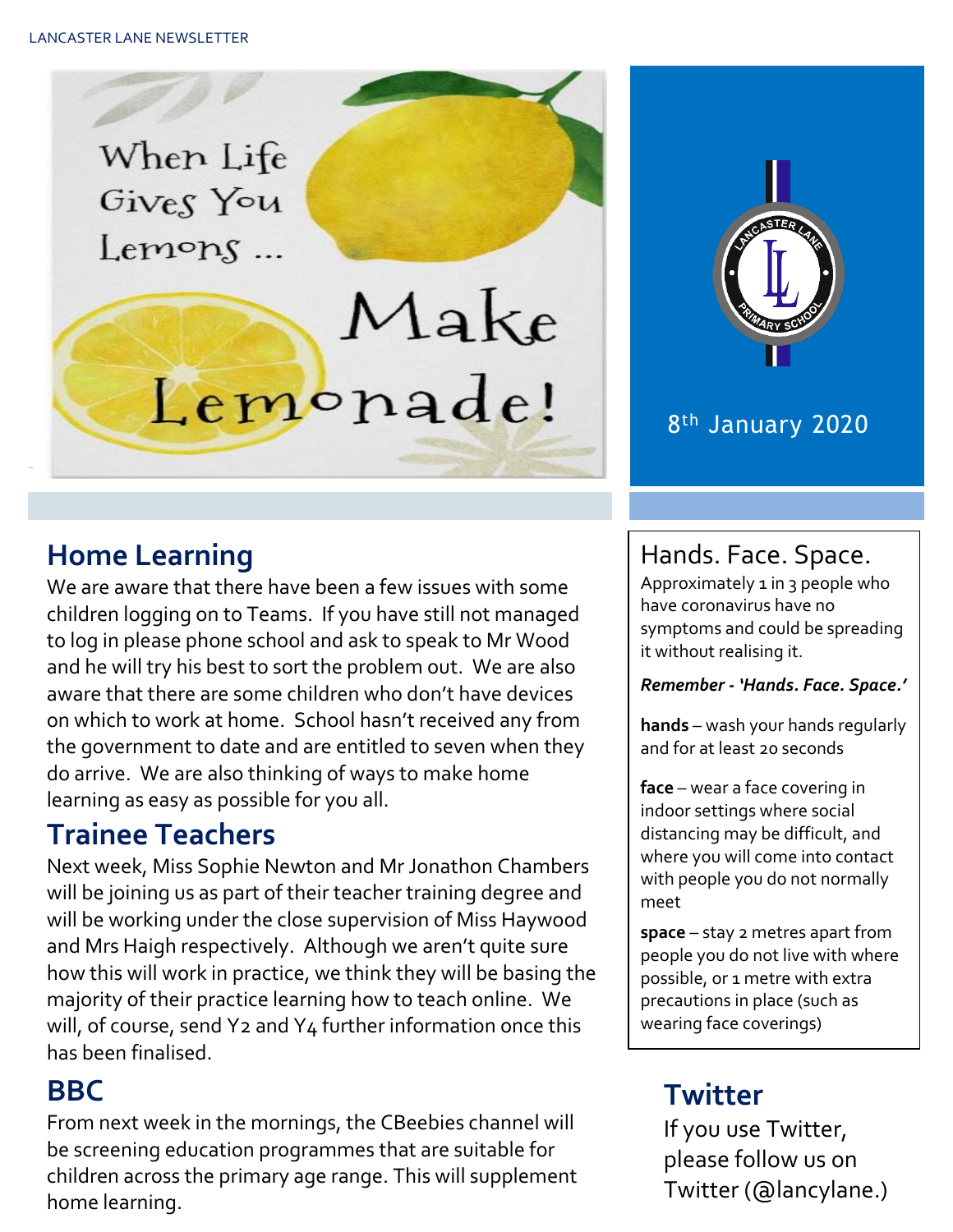When Life Gives You Lemons ... Make Lemonade!

8th January 2020

## Home Learning

We are aware that there have been a few issues with some children logging on to Teams. If you have still not managed to log in please phone school and ask to speak to Mr Wood and he will try his best to sort the problem out. We are also aware that there are some children who don't have devices on which to work at home. School hasn't received any from the government to date and are entitled to seven when they do arrive. We are also thinking of ways to make home learning as easy as possible for you all.

## Trainee Teachers

Next week, Miss Sophie Newton and Mr Jonathon Chambers will be joining us as part of their teacher training degree and will be working under the close supervision of Miss Haywood and Mrs Haigh respectively. Although we aren't quite sure how this will work in practice, we think they will be basing the majority of their practice learning how to teach online. We will, of course, send Y2 and Y4 further information once this has been finalised.

## BBC

From next week in the mornings, the CBeebies channel will be screening education programmes that are suitable for children across the primary age range. This will supplement home learning.

## Hands. Face. Space.

Approximately 1 in 3 people who have coronavirus have no symptoms and could be spreading it without realising it.

***Remember - 'Hands. Face. Space.'***

**hands** – wash your hands regularly and for at least 20 seconds

**face** – wear a face covering in indoor settings where social distancing may be difficult, and where you will come into contact with people you do not normally meet

**space** – stay 2 metres apart from people you do not live with where possible, or 1 metre with extra precautions in place (such as wearing face coverings)

## Twitter

If you use Twitter, please follow us on Twitter (@lancylane.)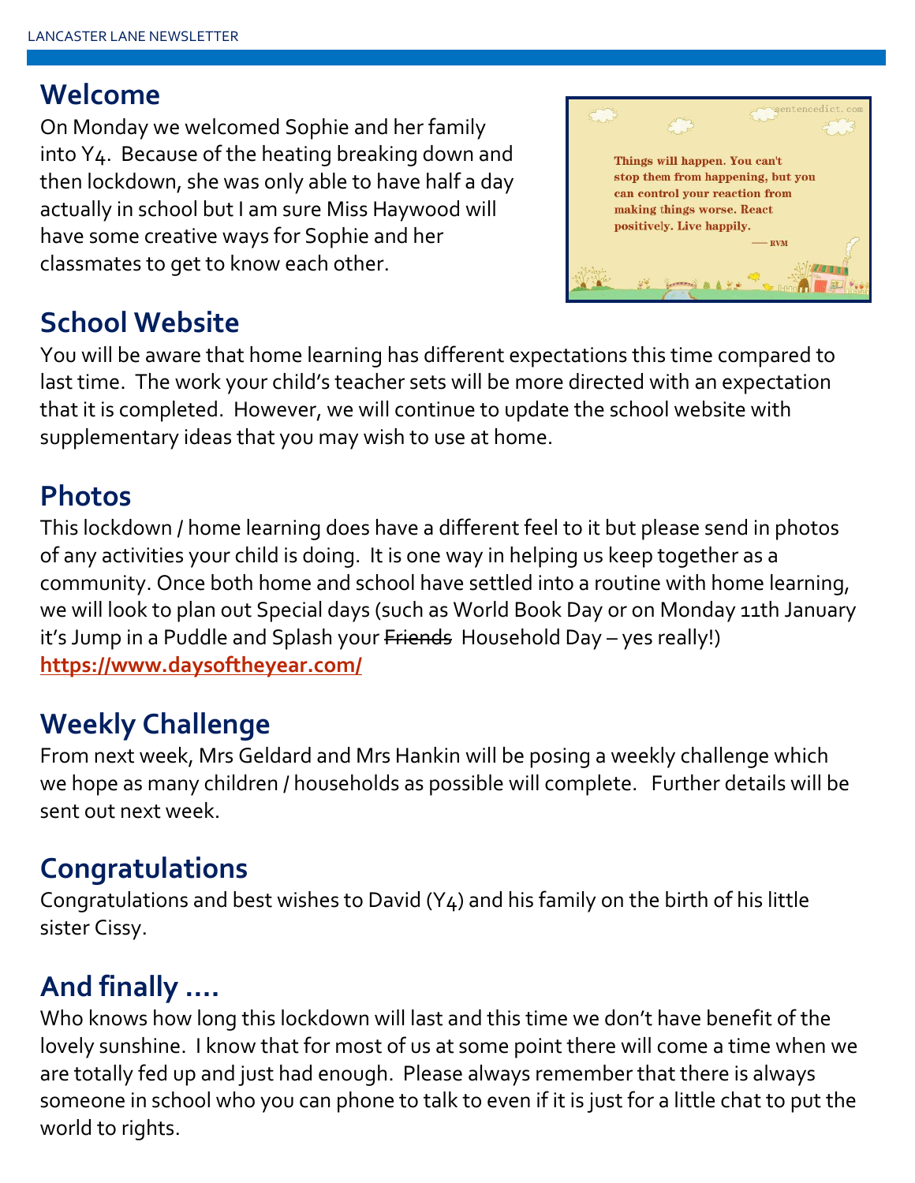## Welcome

On Monday we welcomed Sophie and her family into Y4. Because of the heating breaking down and then lockdown, she was only able to have half a day actually in school but I am sure Miss Haywood will have some creative ways for Sophie and her classmates to get to know each other.

Things will happen. You can't stop them from happening, but you can control your reaction from making things worse. React positively. Live happily.
—— RVM

## School Website

You will be aware that home learning has different expectations this time compared to last time. The work your child's teacher sets will be more directed with an expectation that it is completed. However, we will continue to update the school website with supplementary ideas that you may wish to use at home.

## Photos

This lockdown / home learning does have a different feel to it but please send in photos of any activities your child is doing. It is one way in helping us keep together as a community. Once both home and school have settled into a routine with home learning, we will look to plan out Special days (such as World Book Day or on Monday 11th January it's Jump in a Puddle and Splash your ~~Friends~~ Household Day – yes really!)
**https://www.daysoftheyear.com/**

## Weekly Challenge

From next week, Mrs Geldard and Mrs Hankin will be posing a weekly challenge which we hope as many children / households as possible will complete. Further details will be sent out next week.

## Congratulations

Congratulations and best wishes to David (Y4) and his family on the birth of his little sister Cissy.

## And finally ….

Who knows how long this lockdown will last and this time we don't have benefit of the lovely sunshine. I know that for most of us at some point there will come a time when we are totally fed up and just had enough. Please always remember that there is always someone in school who you can phone to talk to even if it is just for a little chat to put the world to rights.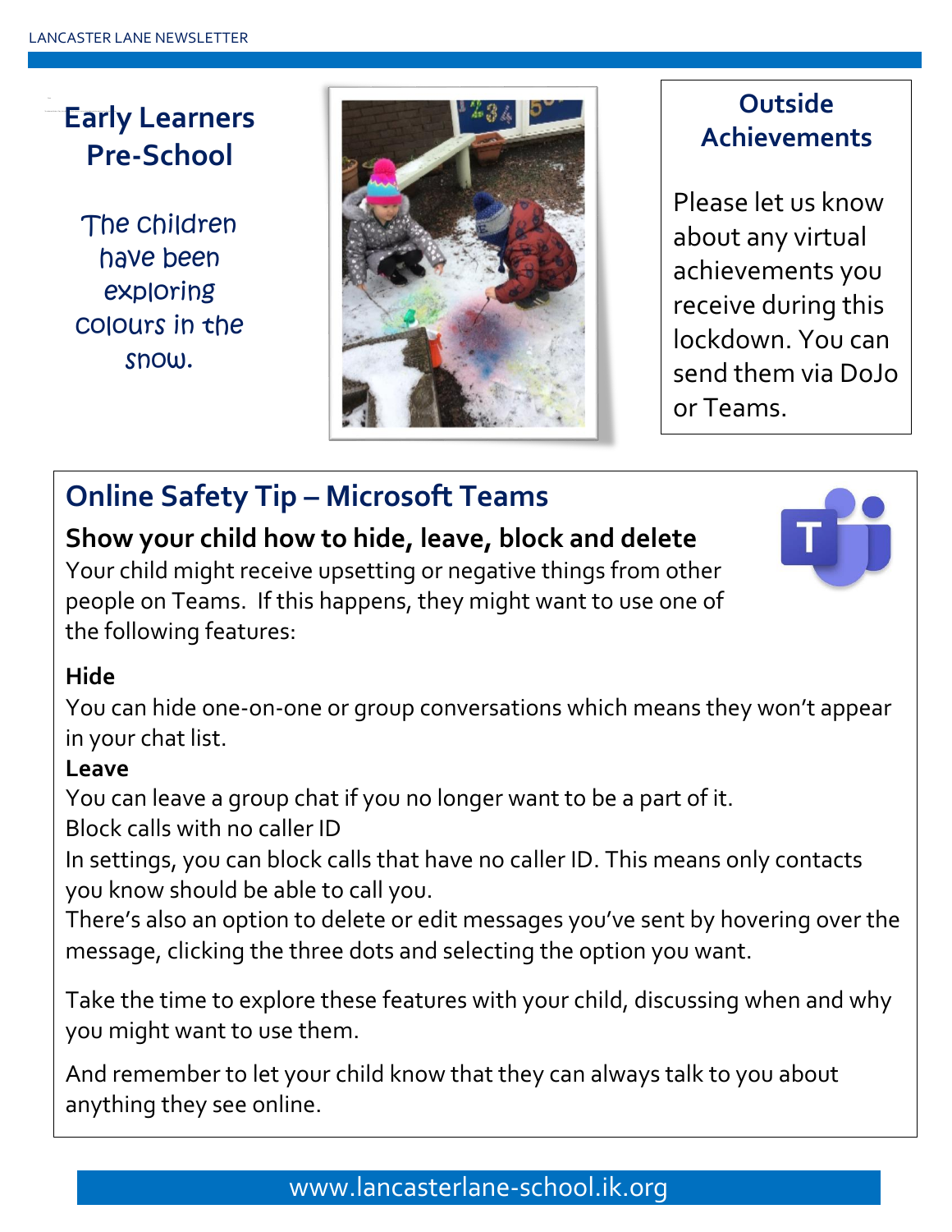## Early Learners Pre-School

The children have been exploring colours in the snow.

## Outside Achievements

Please let us know about any virtual achievements you receive during this lockdown. You can send them via DoJo or Teams.

## Online Safety Tip – Microsoft Teams

### Show your child how to hide, leave, block and delete

Your child might receive upsetting or negative things from other people on Teams. If this happens, they might want to use one of the following features:

**Hide**

You can hide one-on-one or group conversations which means they won't appear in your chat list.

**Leave**

You can leave a group chat if you no longer want to be a part of it.

Block calls with no caller ID

In settings, you can block calls that have no caller ID. This means only contacts you know should be able to call you.

There's also an option to delete or edit messages you've sent by hovering over the message, clicking the three dots and selecting the option you want.

Take the time to explore these features with your child, discussing when and why you might want to use them.

And remember to let your child know that they can always talk to you about anything they see online.

www.lancasterlane-school.ik.org